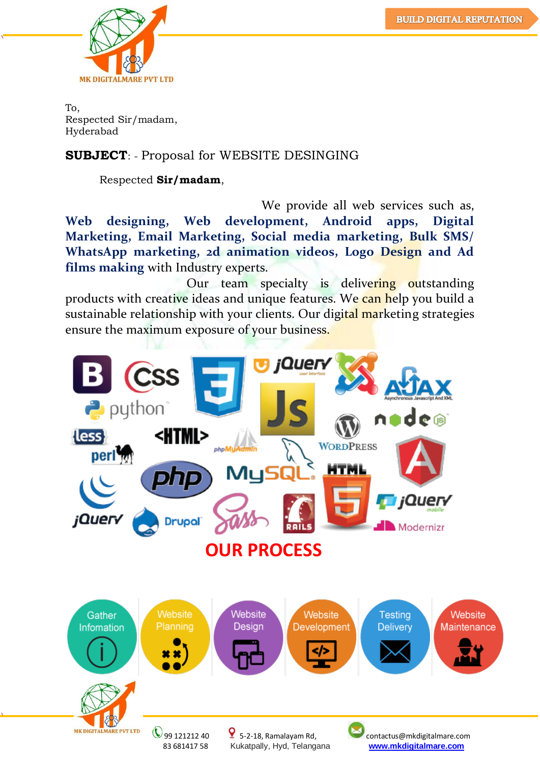To,
Respected Sir/madam,
Hyderabad

**SUBJECT**: - Proposal for WEBSITE DESINGING

Respected **Sir/madam**,

We provide all web services such as, **Web designing, Web development, Android apps, Digital Marketing, Email Marketing, Social media marketing, Bulk SMS/ WhatsApp marketing, 2d animation videos, Logo Design and Ad films making** with Industry experts.

Our team specialty is delivering outstanding products with creative ideas and unique features. We can help you build a sustainable relationship with your clients. Our digital marketing strategies ensure the maximum exposure of your business.

## OUR PROCESS

Gather Infomation → Website Planning → Website Design → Website Development → Testing Delivery → Website Maintenance

99 121212 40
83 681417 58

5-2-18, Ramalayam Rd, Kukatpally, Hyd, Telangana

contactus@mkdigitalmare.com
www.mkdigitalmare.com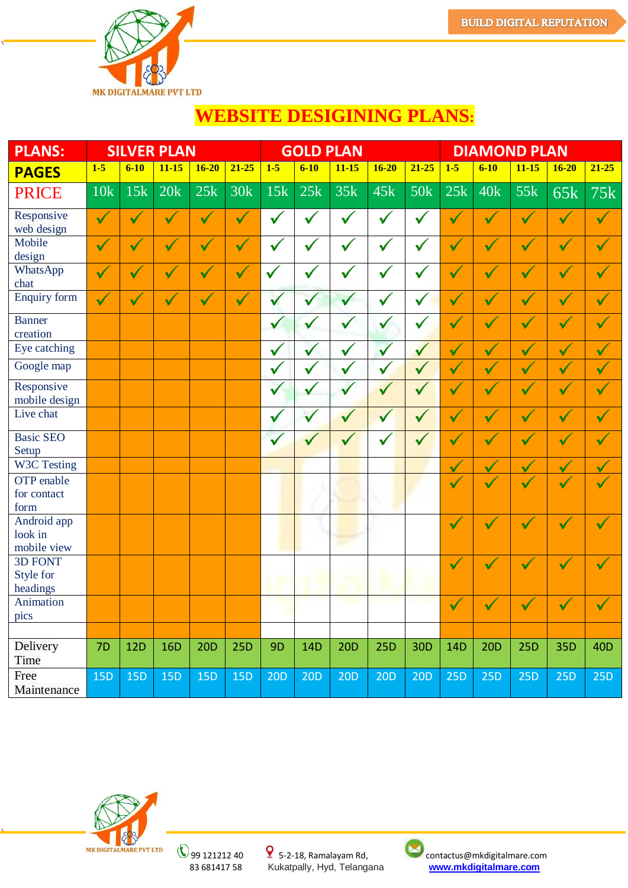MK DIGITALMARE PVT LTD

BUILD DIGITAL REPUTATION

# WEBSITE DESIGINING PLANS:

| PLANS: | SILVER PLAN | | | | | GOLD PLAN | | | | | DIAMOND PLAN | | | | |
|---|---|---|---|---|---|---|---|---|---|---|---|---|---|---|---|
| PAGES | 1-5 | 6-10 | 11-15 | 16-20 | 21-25 | 1-5 | 6-10 | 11-15 | 16-20 | 21-25 | 1-5 | 6-10 | 11-15 | 16-20 | 21-25 |
| PRICE | 10k | 15k | 20k | 25k | 30k | 15k | 25k | 35k | 45k | 50k | 25k | 40k | 55k | 65k | 75k |
| Responsive web design | ✓ | ✓ | ✓ | ✓ | ✓ | ✓ | ✓ | ✓ | ✓ | ✓ | ✓ | ✓ | ✓ | ✓ | ✓ |
| Mobile design | ✓ | ✓ | ✓ | ✓ | ✓ | ✓ | ✓ | ✓ | ✓ | ✓ | ✓ | ✓ | ✓ | ✓ | ✓ |
| WhatsApp chat | ✓ | ✓ | ✓ | ✓ | ✓ | ✓ | ✓ | ✓ | ✓ | ✓ | ✓ | ✓ | ✓ | ✓ | ✓ |
| Enquiry form | ✓ | ✓ | ✓ | ✓ | ✓ | ✓ | ✓ | ✓ | ✓ | ✓ | ✓ | ✓ | ✓ | ✓ | ✓ |
| Banner creation | | | | | | ✓ | ✓ | ✓ | ✓ | ✓ | ✓ | ✓ | ✓ | ✓ | ✓ |
| Eye catching | | | | | | ✓ | ✓ | ✓ | ✓ | ✓ | ✓ | ✓ | ✓ | ✓ | ✓ |
| Google map | | | | | | ✓ | ✓ | ✓ | ✓ | ✓ | ✓ | ✓ | ✓ | ✓ | ✓ |
| Responsive mobile design | | | | | | ✓ | ✓ | ✓ | ✓ | ✓ | ✓ | ✓ | ✓ | ✓ | ✓ |
| Live chat | | | | | | ✓ | ✓ | ✓ | ✓ | ✓ | ✓ | ✓ | ✓ | ✓ | ✓ |
| Basic SEO Setup | | | | | | ✓ | ✓ | ✓ | ✓ | ✓ | ✓ | ✓ | ✓ | ✓ | ✓ |
| W3C Testing | | | | | | | | | | | ✓ | ✓ | ✓ | ✓ | ✓ |
| OTP enable for contact form | | | | | | | | | | | ✓ | ✓ | ✓ | ✓ | ✓ |
| Android app look in mobile view | | | | | | | | | | | ✓ | ✓ | ✓ | ✓ | ✓ |
| 3D FONT Style for headings | | | | | | | | | | | ✓ | ✓ | ✓ | ✓ | ✓ |
| Animation pics | | | | | | | | | | | ✓ | ✓ | ✓ | ✓ | ✓ |
| | | | | | | | | | | | | | | | |
| Delivery Time | 7D | 12D | 16D | 20D | 25D | 9D | 14D | 20D | 25D | 30D | 14D | 20D | 25D | 35D | 40D |
| Free Maintenance | 15D | 15D | 15D | 15D | 15D | 20D | 20D | 20D | 20D | 20D | 25D | 25D | 25D | 25D | 25D |

MK DIGITALMARE PVT LTD

99 121212 40
83 681417 58

5-2-18, Ramalayam Rd,
Kukatpally, Hyd, Telangana

contactus@mkdigitalmare.com
www.mkdigitalmare.com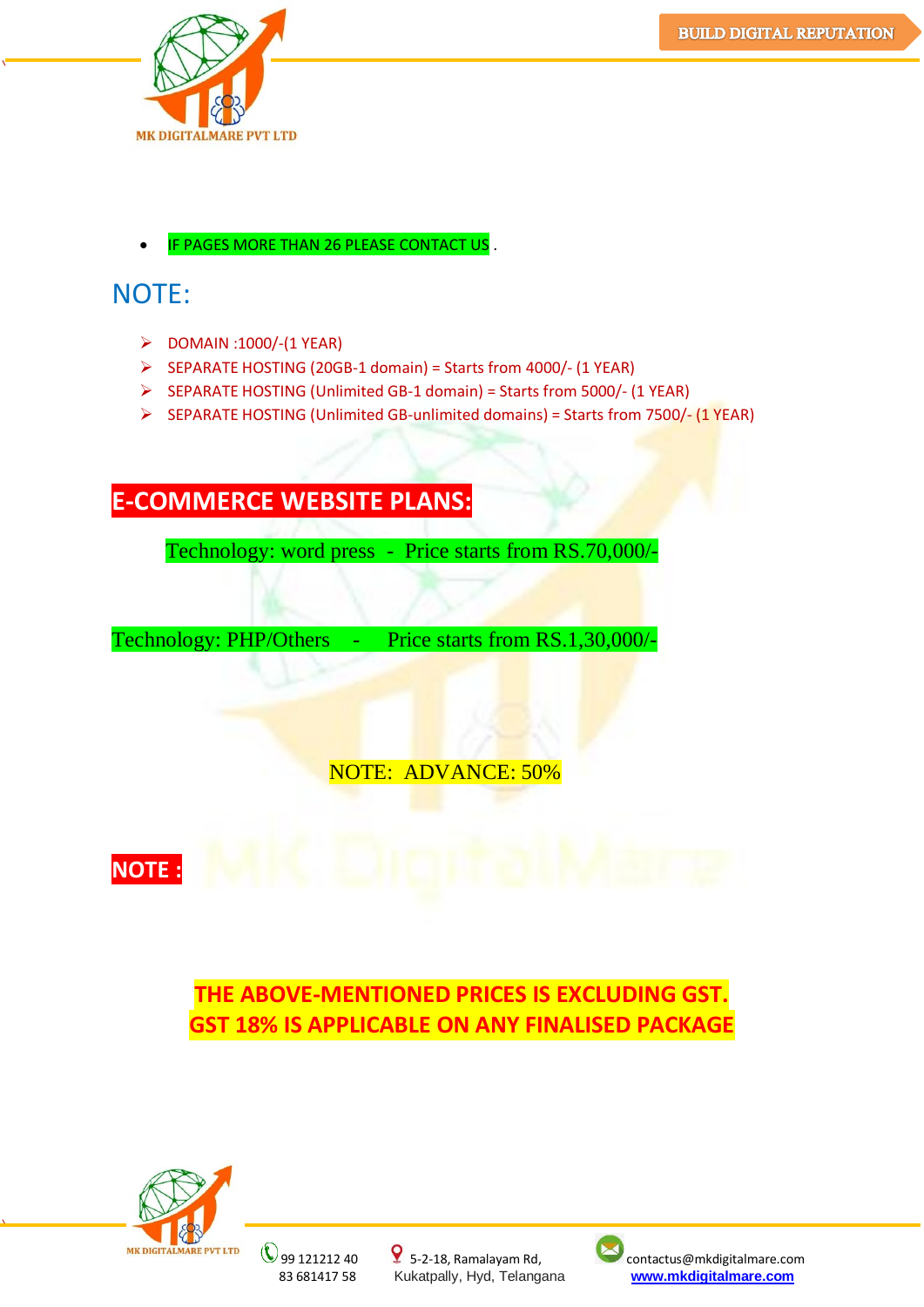- IF PAGES MORE THAN 26 PLEASE CONTACT US .

## NOTE:

- DOMAIN :1000/-(1 YEAR)
- SEPARATE HOSTING (20GB-1 domain) = Starts from 4000/- (1 YEAR)
- SEPARATE HOSTING (Unlimited GB-1 domain) = Starts from 5000/- (1 YEAR)
- SEPARATE HOSTING (Unlimited GB-unlimited domains) = Starts from 7500/- (1 YEAR)

## E-COMMERCE WEBSITE PLANS:

Technology: word press - Price starts from RS.70,000/-

Technology: PHP/Others - Price starts from RS.1,30,000/-

NOTE: ADVANCE: 50%

**NOTE :**

**THE ABOVE-MENTIONED PRICES IS EXCLUDING GST.**
**GST 18% IS APPLICABLE ON ANY FINALISED PACKAGE**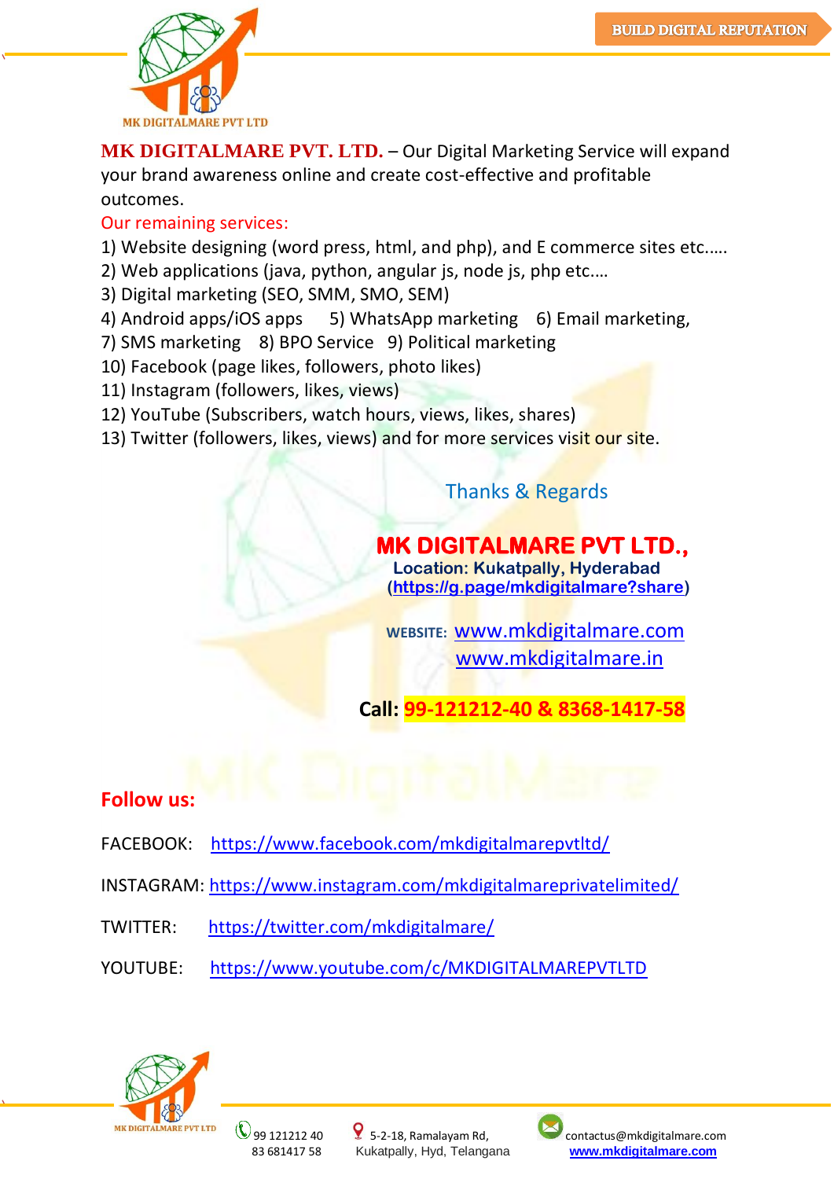**MK DIGITALMARE PVT. LTD.** – Our Digital Marketing Service will expand your brand awareness online and create cost-effective and profitable outcomes.

Our remaining services:

1) Website designing (word press, html, and php), and E commerce sites etc.….
2) Web applications (java, python, angular js, node js, php etc.…
3) Digital marketing (SEO, SMM, SMO, SEM)
4) Android apps/iOS apps 5) WhatsApp marketing 6) Email marketing,
7) SMS marketing 8) BPO Service 9) Political marketing
10) Facebook (page likes, followers, photo likes)
11) Instagram (followers, likes, views)
12) YouTube (Subscribers, watch hours, views, likes, shares)
13) Twitter (followers, likes, views) and for more services visit our site.

Thanks & Regards

**MK DIGITALMARE PVT LTD.,**

**Location: Kukatpally, Hyderabad**
**(https://g.page/mkdigitalmare?share)**

WEBSITE: www.mkdigitalmare.com
www.mkdigitalmare.in

**Call: 99-121212-40 & 8368-1417-58**

## Follow us:

FACEBOOK: https://www.facebook.com/mkdigitalmarepvtltd/

INSTAGRAM: https://www.instagram.com/mkdigitalmareprivatelimited/

TWITTER: https://twitter.com/mkdigitalmare/

YOUTUBE: https://www.youtube.com/c/MKDIGITALMAREPVTLTD